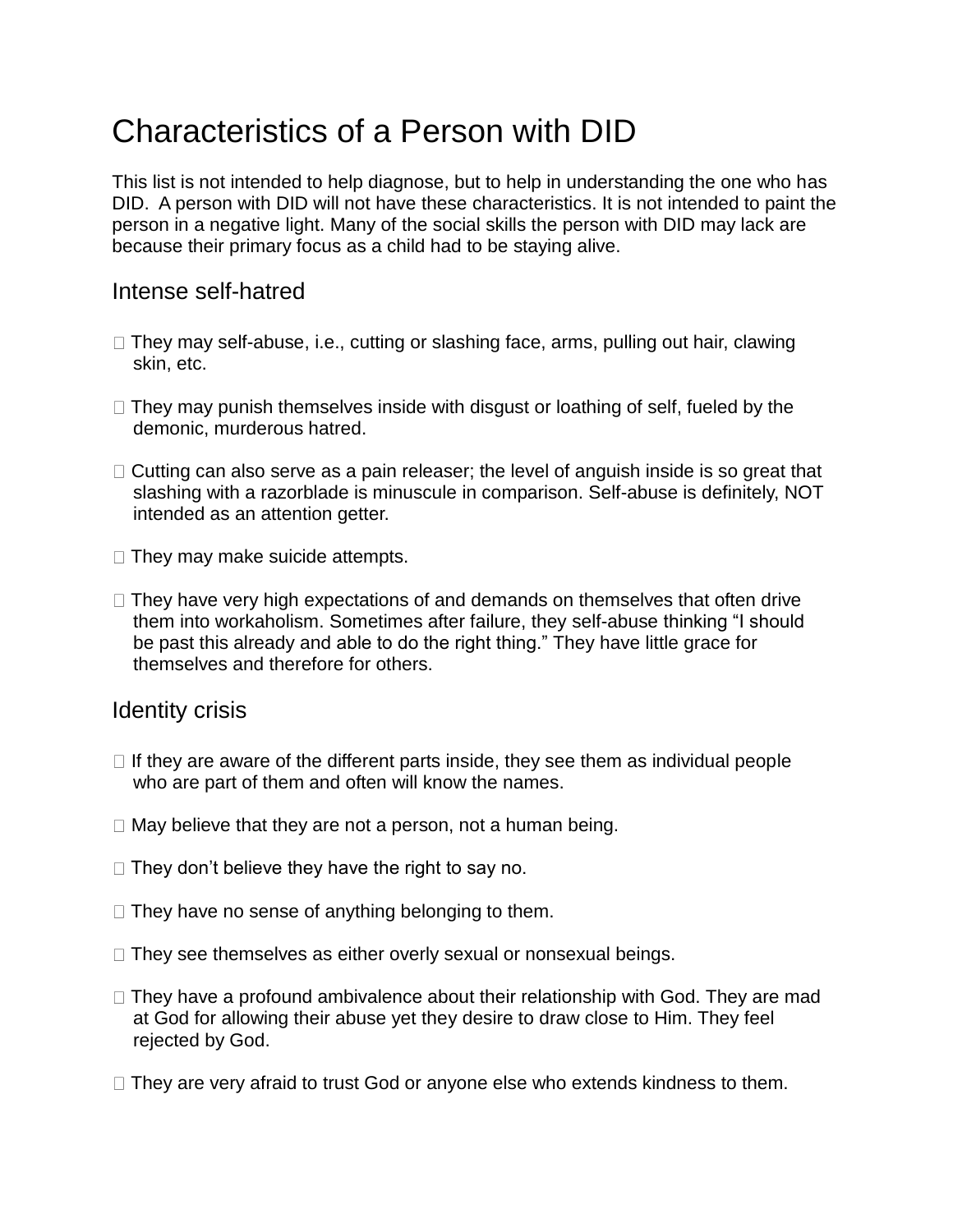# Characteristics of a Person with DID

This list is not intended to help diagnose, but to help in understanding the one who has DID. A person with DID will not have these characteristics. It is not intended to paint the person in a negative light. Many of the social skills the person with DID may lack are because their primary focus as a child had to be staying alive.

## Intense self-hatred

- They may self-abuse, i.e., cutting or slashing face, arms, pulling out hair, clawing skin, etc.
- They may punish themselves inside with disgust or loathing of self, fueled by the demonic, murderous hatred.
- Cutting can also serve as a pain releaser; the level of anguish inside is so great that slashing with a razorblade is minuscule in comparison. Self-abuse is definitely, NOT intended as an attention getter.
- They may make suicide attempts.
- They have very high expectations of and demands on themselves that often drive them into workaholism. Sometimes after failure, they self-abuse thinking "I should be past this already and able to do the right thing." They have little grace for themselves and therefore for others.

## Identity crisis

- If they are aware of the different parts inside, they see them as individual people who are part of them and often will know the names.
- May believe that they are not a person, not a human being.
- They don't believe they have the right to say no.
- They have no sense of anything belonging to them.
- They see themselves as either overly sexual or nonsexual beings.
- They have a profound ambivalence about their relationship with God. They are mad at God for allowing their abuse yet they desire to draw close to Him. They feel rejected by God.
- They are very afraid to trust God or anyone else who extends kindness to them.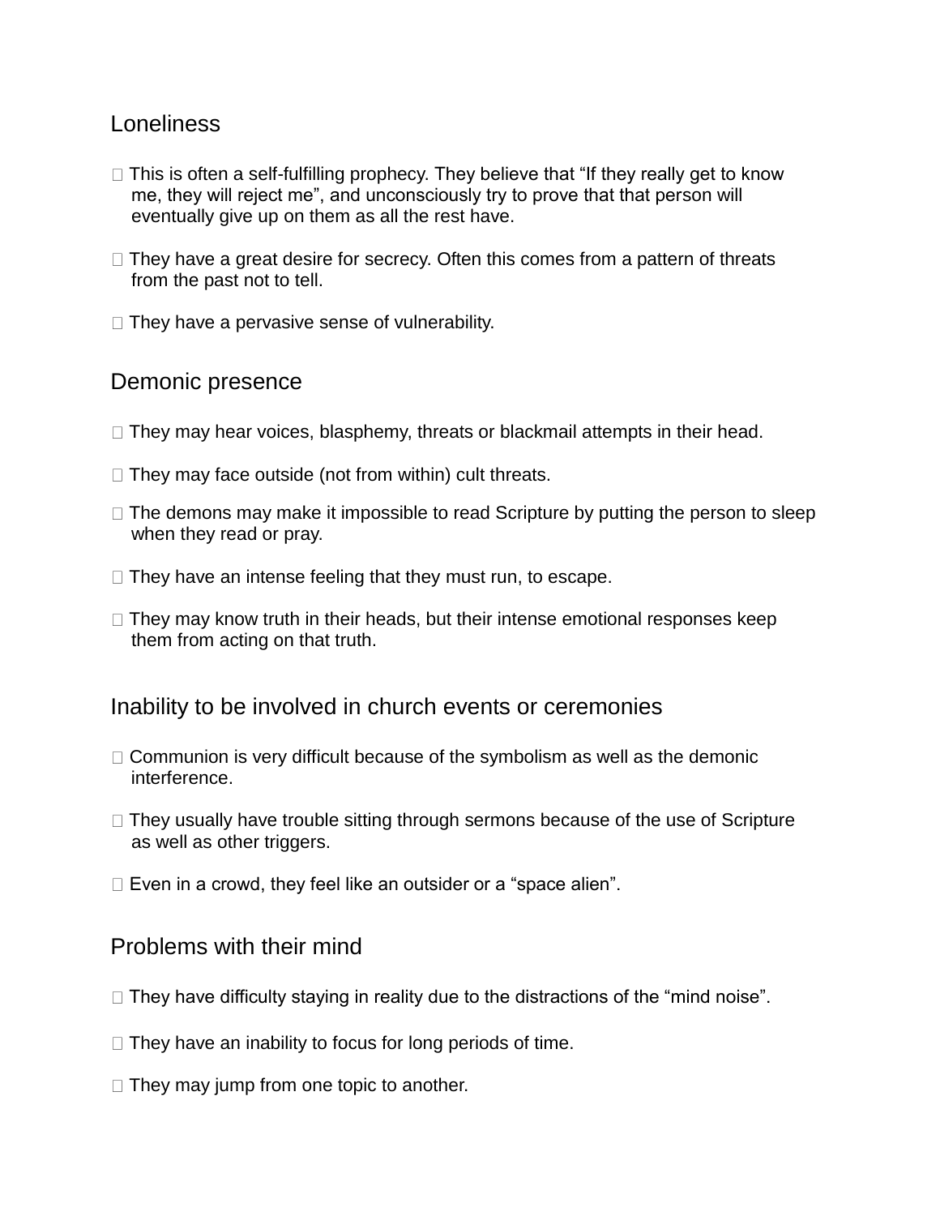## Loneliness

- This is often a self-fulfilling prophecy. They believe that "If they really get to know me, they will reject me", and unconsciously try to prove that that person will eventually give up on them as all the rest have.
- They have a great desire for secrecy. Often this comes from a pattern of threats from the past not to tell.
- They have a pervasive sense of vulnerability.

## Demonic presence

- They may hear voices, blasphemy, threats or blackmail attempts in their head.
- They may face outside (not from within) cult threats.
- The demons may make it impossible to read Scripture by putting the person to sleep when they read or pray.
- They have an intense feeling that they must run, to escape.
- They may know truth in their heads, but their intense emotional responses keep them from acting on that truth.

## Inability to be involved in church events or ceremonies

- Communion is very difficult because of the symbolism as well as the demonic interference.
- They usually have trouble sitting through sermons because of the use of Scripture as well as other triggers.
- Even in a crowd, they feel like an outsider or a "space alien".

## Problems with their mind

- They have difficulty staying in reality due to the distractions of the "mind noise".
- They have an inability to focus for long periods of time.
- They may jump from one topic to another.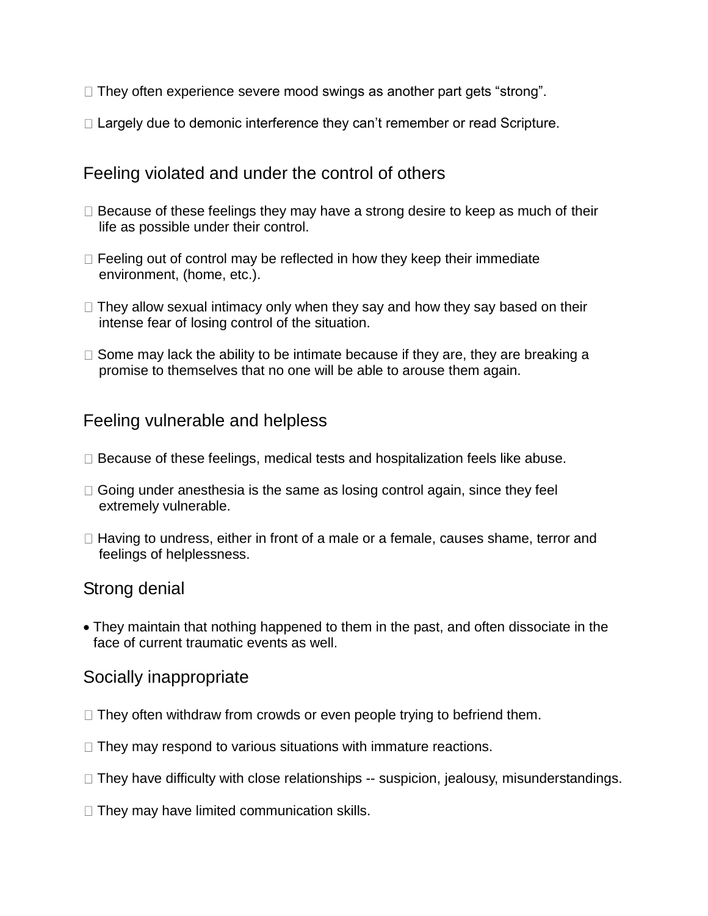- They often experience severe mood swings as another part gets "strong".

- Largely due to demonic interference they can't remember or read Scripture.

## Feeling violated and under the control of others

- Because of these feelings they may have a strong desire to keep as much of their life as possible under their control.

- Feeling out of control may be reflected in how they keep their immediate environment, (home, etc.).

- They allow sexual intimacy only when they say and how they say based on their intense fear of losing control of the situation.

- Some may lack the ability to be intimate because if they are, they are breaking a promise to themselves that no one will be able to arouse them again.

## Feeling vulnerable and helpless

- Because of these feelings, medical tests and hospitalization feels like abuse.

- Going under anesthesia is the same as losing control again, since they feel extremely vulnerable.

- Having to undress, either in front of a male or a female, causes shame, terror and feelings of helplessness.

## Strong denial

- They maintain that nothing happened to them in the past, and often dissociate in the face of current traumatic events as well.

## Socially inappropriate

- They often withdraw from crowds or even people trying to befriend them.

- They may respond to various situations with immature reactions.

- They have difficulty with close relationships -- suspicion, jealousy, misunderstandings.

- They may have limited communication skills.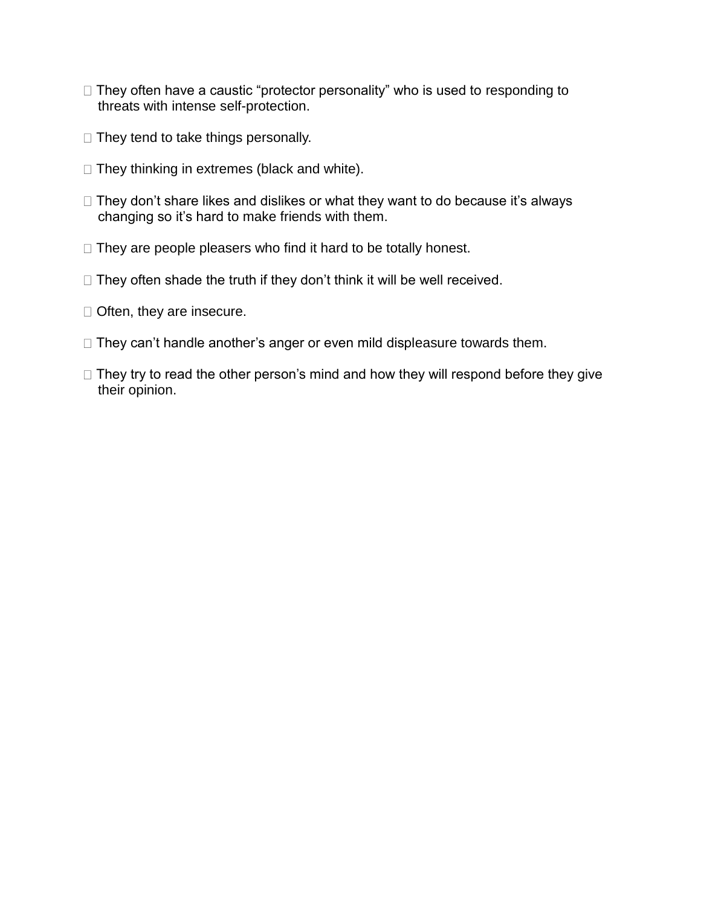- They often have a caustic "protector personality" who is used to responding to threats with intense self-protection.
- They tend to take things personally.
- They thinking in extremes (black and white).
- They don't share likes and dislikes or what they want to do because it's always changing so it's hard to make friends with them.
- They are people pleasers who find it hard to be totally honest.
- They often shade the truth if they don't think it will be well received.
- Often, they are insecure.
- They can't handle another's anger or even mild displeasure towards them.
- They try to read the other person's mind and how they will respond before they give their opinion.